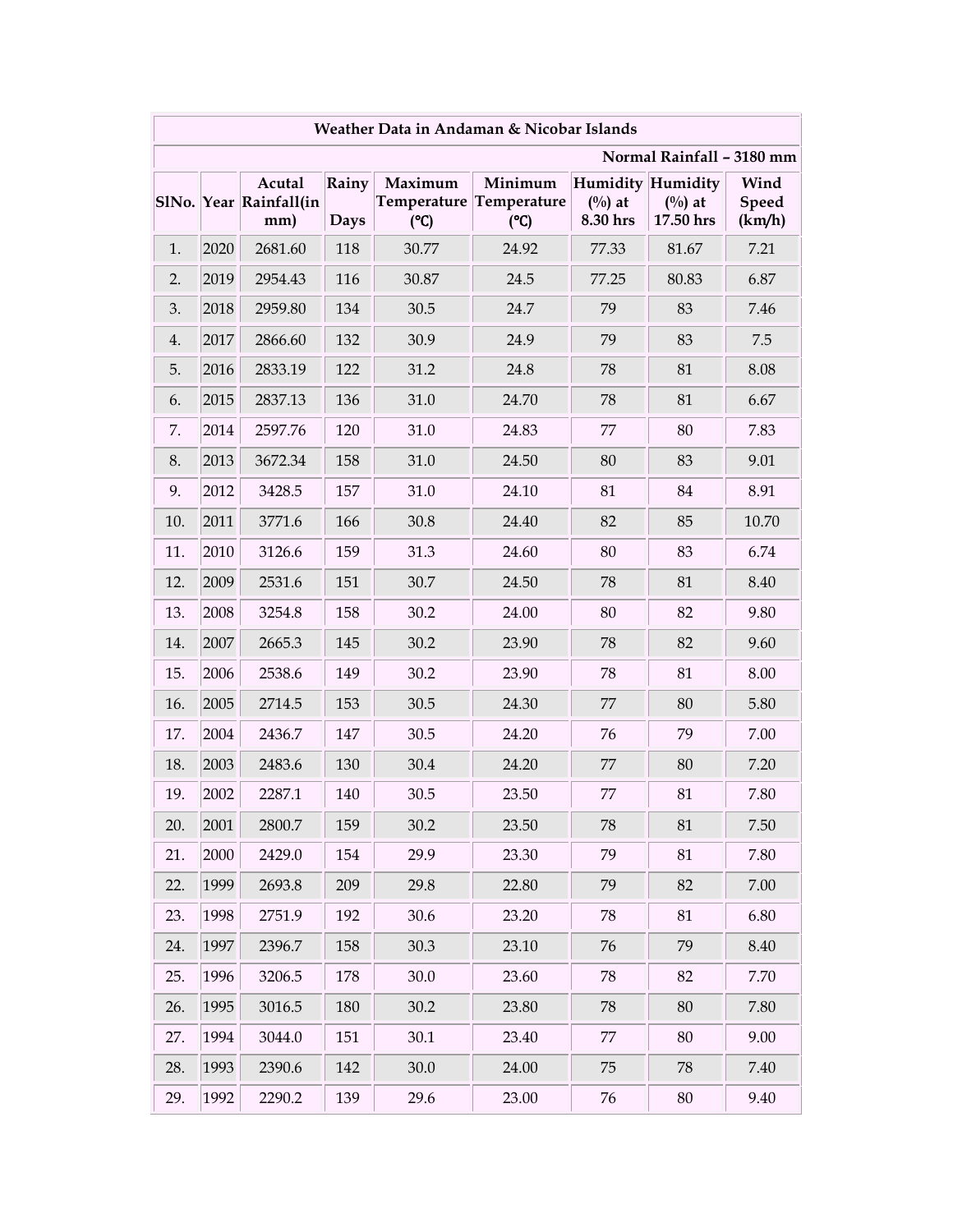| Weather Data in Andaman & Nicobar Islands | | | | | | | | |
|---|---|---|---|---|---|---|---|---|
| Normal Rainfall – 3180 mm | | | | | | | | |
| SlNo. | Year | Acutal Rainfall(in mm) | Rainy Days | Maximum Temperature (℃) | Minimum Temperature (℃) | Humidity (%) at 8.30 hrs | Humidity (%) at 17.50 hrs | Wind Speed (km/h) |
| 1. | 2020 | 2681.60 | 118 | 30.77 | 24.92 | 77.33 | 81.67 | 7.21 |
| 2. | 2019 | 2954.43 | 116 | 30.87 | 24.5 | 77.25 | 80.83 | 6.87 |
| 3. | 2018 | 2959.80 | 134 | 30.5 | 24.7 | 79 | 83 | 7.46 |
| 4. | 2017 | 2866.60 | 132 | 30.9 | 24.9 | 79 | 83 | 7.5 |
| 5. | 2016 | 2833.19 | 122 | 31.2 | 24.8 | 78 | 81 | 8.08 |
| 6. | 2015 | 2837.13 | 136 | 31.0 | 24.70 | 78 | 81 | 6.67 |
| 7. | 2014 | 2597.76 | 120 | 31.0 | 24.83 | 77 | 80 | 7.83 |
| 8. | 2013 | 3672.34 | 158 | 31.0 | 24.50 | 80 | 83 | 9.01 |
| 9. | 2012 | 3428.5 | 157 | 31.0 | 24.10 | 81 | 84 | 8.91 |
| 10. | 2011 | 3771.6 | 166 | 30.8 | 24.40 | 82 | 85 | 10.70 |
| 11. | 2010 | 3126.6 | 159 | 31.3 | 24.60 | 80 | 83 | 6.74 |
| 12. | 2009 | 2531.6 | 151 | 30.7 | 24.50 | 78 | 81 | 8.40 |
| 13. | 2008 | 3254.8 | 158 | 30.2 | 24.00 | 80 | 82 | 9.80 |
| 14. | 2007 | 2665.3 | 145 | 30.2 | 23.90 | 78 | 82 | 9.60 |
| 15. | 2006 | 2538.6 | 149 | 30.2 | 23.90 | 78 | 81 | 8.00 |
| 16. | 2005 | 2714.5 | 153 | 30.5 | 24.30 | 77 | 80 | 5.80 |
| 17. | 2004 | 2436.7 | 147 | 30.5 | 24.20 | 76 | 79 | 7.00 |
| 18. | 2003 | 2483.6 | 130 | 30.4 | 24.20 | 77 | 80 | 7.20 |
| 19. | 2002 | 2287.1 | 140 | 30.5 | 23.50 | 77 | 81 | 7.80 |
| 20. | 2001 | 2800.7 | 159 | 30.2 | 23.50 | 78 | 81 | 7.50 |
| 21. | 2000 | 2429.0 | 154 | 29.9 | 23.30 | 79 | 81 | 7.80 |
| 22. | 1999 | 2693.8 | 209 | 29.8 | 22.80 | 79 | 82 | 7.00 |
| 23. | 1998 | 2751.9 | 192 | 30.6 | 23.20 | 78 | 81 | 6.80 |
| 24. | 1997 | 2396.7 | 158 | 30.3 | 23.10 | 76 | 79 | 8.40 |
| 25. | 1996 | 3206.5 | 178 | 30.0 | 23.60 | 78 | 82 | 7.70 |
| 26. | 1995 | 3016.5 | 180 | 30.2 | 23.80 | 78 | 80 | 7.80 |
| 27. | 1994 | 3044.0 | 151 | 30.1 | 23.40 | 77 | 80 | 9.00 |
| 28. | 1993 | 2390.6 | 142 | 30.0 | 24.00 | 75 | 78 | 7.40 |
| 29. | 1992 | 2290.2 | 139 | 29.6 | 23.00 | 76 | 80 | 9.40 |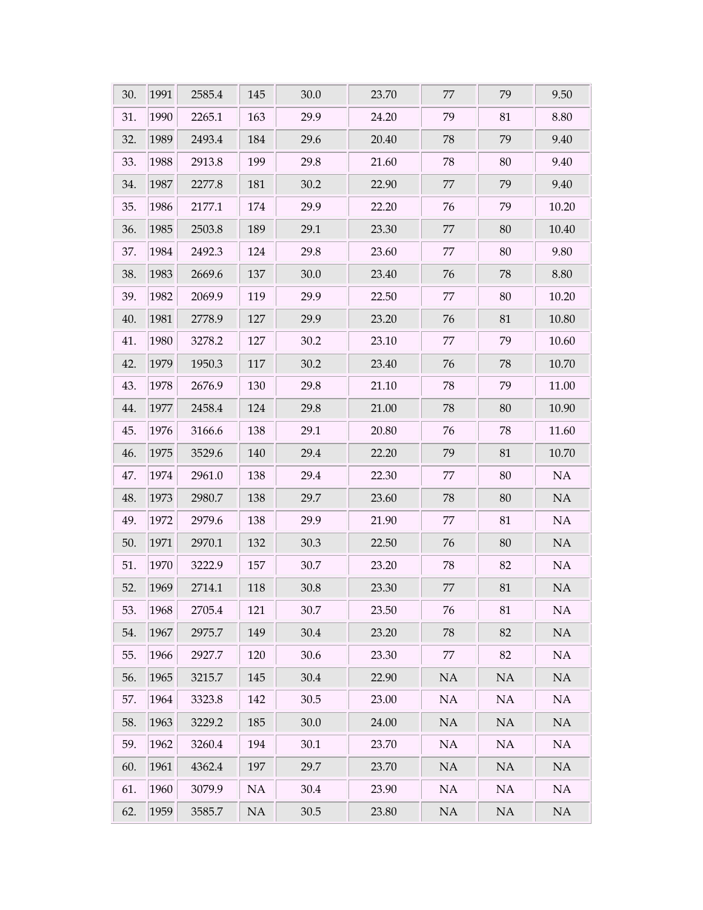| | | | | | | | | |
|---|---|---|---|---|---|---|---|---|
| 30. | 1991 | 2585.4 | 145 | 30.0 | 23.70 | 77 | 79 | 9.50 |
| 31. | 1990 | 2265.1 | 163 | 29.9 | 24.20 | 79 | 81 | 8.80 |
| 32. | 1989 | 2493.4 | 184 | 29.6 | 20.40 | 78 | 79 | 9.40 |
| 33. | 1988 | 2913.8 | 199 | 29.8 | 21.60 | 78 | 80 | 9.40 |
| 34. | 1987 | 2277.8 | 181 | 30.2 | 22.90 | 77 | 79 | 9.40 |
| 35. | 1986 | 2177.1 | 174 | 29.9 | 22.20 | 76 | 79 | 10.20 |
| 36. | 1985 | 2503.8 | 189 | 29.1 | 23.30 | 77 | 80 | 10.40 |
| 37. | 1984 | 2492.3 | 124 | 29.8 | 23.60 | 77 | 80 | 9.80 |
| 38. | 1983 | 2669.6 | 137 | 30.0 | 23.40 | 76 | 78 | 8.80 |
| 39. | 1982 | 2069.9 | 119 | 29.9 | 22.50 | 77 | 80 | 10.20 |
| 40. | 1981 | 2778.9 | 127 | 29.9 | 23.20 | 76 | 81 | 10.80 |
| 41. | 1980 | 3278.2 | 127 | 30.2 | 23.10 | 77 | 79 | 10.60 |
| 42. | 1979 | 1950.3 | 117 | 30.2 | 23.40 | 76 | 78 | 10.70 |
| 43. | 1978 | 2676.9 | 130 | 29.8 | 21.10 | 78 | 79 | 11.00 |
| 44. | 1977 | 2458.4 | 124 | 29.8 | 21.00 | 78 | 80 | 10.90 |
| 45. | 1976 | 3166.6 | 138 | 29.1 | 20.80 | 76 | 78 | 11.60 |
| 46. | 1975 | 3529.6 | 140 | 29.4 | 22.20 | 79 | 81 | 10.70 |
| 47. | 1974 | 2961.0 | 138 | 29.4 | 22.30 | 77 | 80 | NA |
| 48. | 1973 | 2980.7 | 138 | 29.7 | 23.60 | 78 | 80 | NA |
| 49. | 1972 | 2979.6 | 138 | 29.9 | 21.90 | 77 | 81 | NA |
| 50. | 1971 | 2970.1 | 132 | 30.3 | 22.50 | 76 | 80 | NA |
| 51. | 1970 | 3222.9 | 157 | 30.7 | 23.20 | 78 | 82 | NA |
| 52. | 1969 | 2714.1 | 118 | 30.8 | 23.30 | 77 | 81 | NA |
| 53. | 1968 | 2705.4 | 121 | 30.7 | 23.50 | 76 | 81 | NA |
| 54. | 1967 | 2975.7 | 149 | 30.4 | 23.20 | 78 | 82 | NA |
| 55. | 1966 | 2927.7 | 120 | 30.6 | 23.30 | 77 | 82 | NA |
| 56. | 1965 | 3215.7 | 145 | 30.4 | 22.90 | NA | NA | NA |
| 57. | 1964 | 3323.8 | 142 | 30.5 | 23.00 | NA | NA | NA |
| 58. | 1963 | 3229.2 | 185 | 30.0 | 24.00 | NA | NA | NA |
| 59. | 1962 | 3260.4 | 194 | 30.1 | 23.70 | NA | NA | NA |
| 60. | 1961 | 4362.4 | 197 | 29.7 | 23.70 | NA | NA | NA |
| 61. | 1960 | 3079.9 | NA | 30.4 | 23.90 | NA | NA | NA |
| 62. | 1959 | 3585.7 | NA | 30.5 | 23.80 | NA | NA | NA |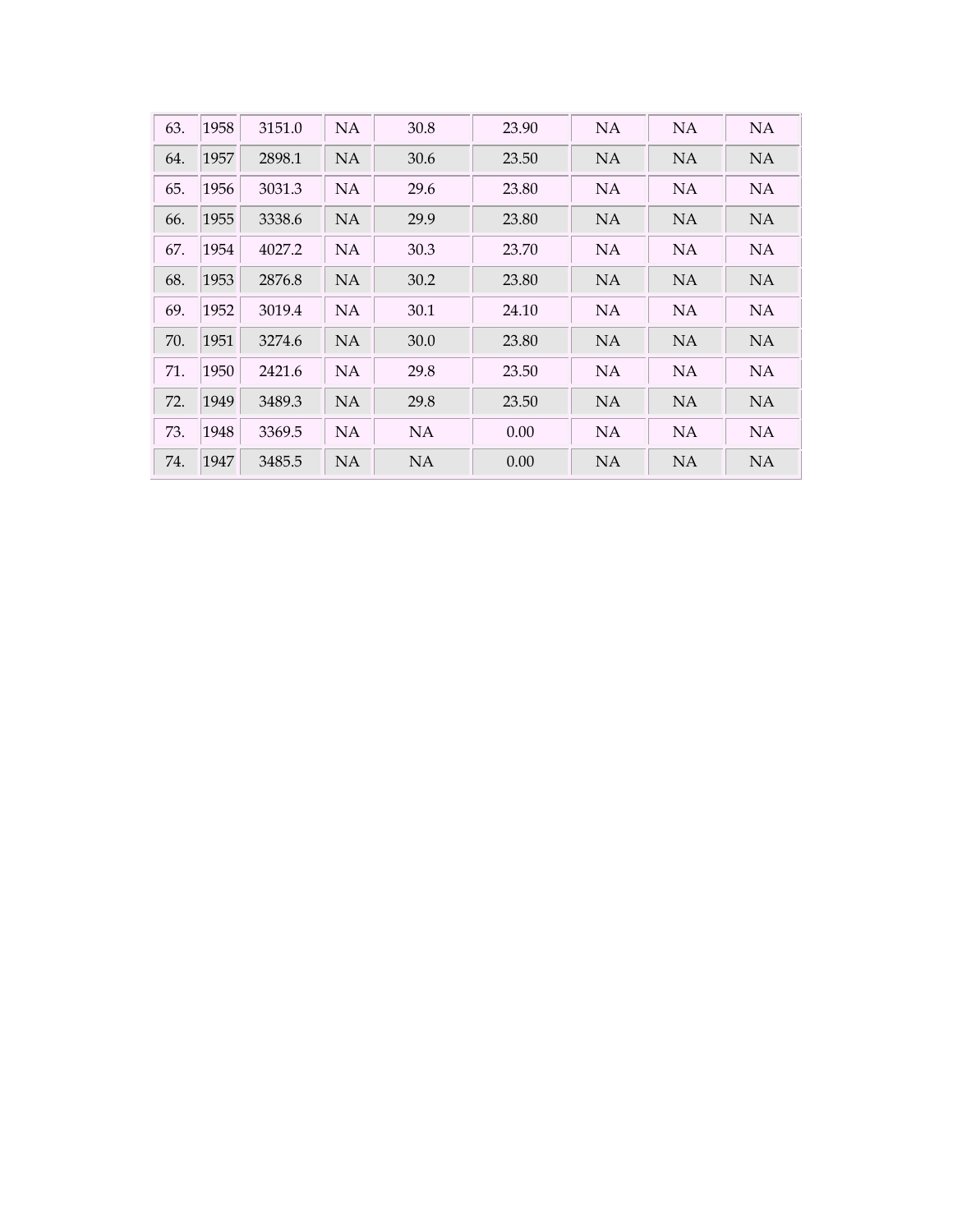| | | | | | | | | |
|---|---|---|---|---|---|---|---|---|
| 63. | 1958 | 3151.0 | NA | 30.8 | 23.90 | NA | NA | NA |
| 64. | 1957 | 2898.1 | NA | 30.6 | 23.50 | NA | NA | NA |
| 65. | 1956 | 3031.3 | NA | 29.6 | 23.80 | NA | NA | NA |
| 66. | 1955 | 3338.6 | NA | 29.9 | 23.80 | NA | NA | NA |
| 67. | 1954 | 4027.2 | NA | 30.3 | 23.70 | NA | NA | NA |
| 68. | 1953 | 2876.8 | NA | 30.2 | 23.80 | NA | NA | NA |
| 69. | 1952 | 3019.4 | NA | 30.1 | 24.10 | NA | NA | NA |
| 70. | 1951 | 3274.6 | NA | 30.0 | 23.80 | NA | NA | NA |
| 71. | 1950 | 2421.6 | NA | 29.8 | 23.50 | NA | NA | NA |
| 72. | 1949 | 3489.3 | NA | 29.8 | 23.50 | NA | NA | NA |
| 73. | 1948 | 3369.5 | NA | NA | 0.00 | NA | NA | NA |
| 74. | 1947 | 3485.5 | NA | NA | 0.00 | NA | NA | NA |